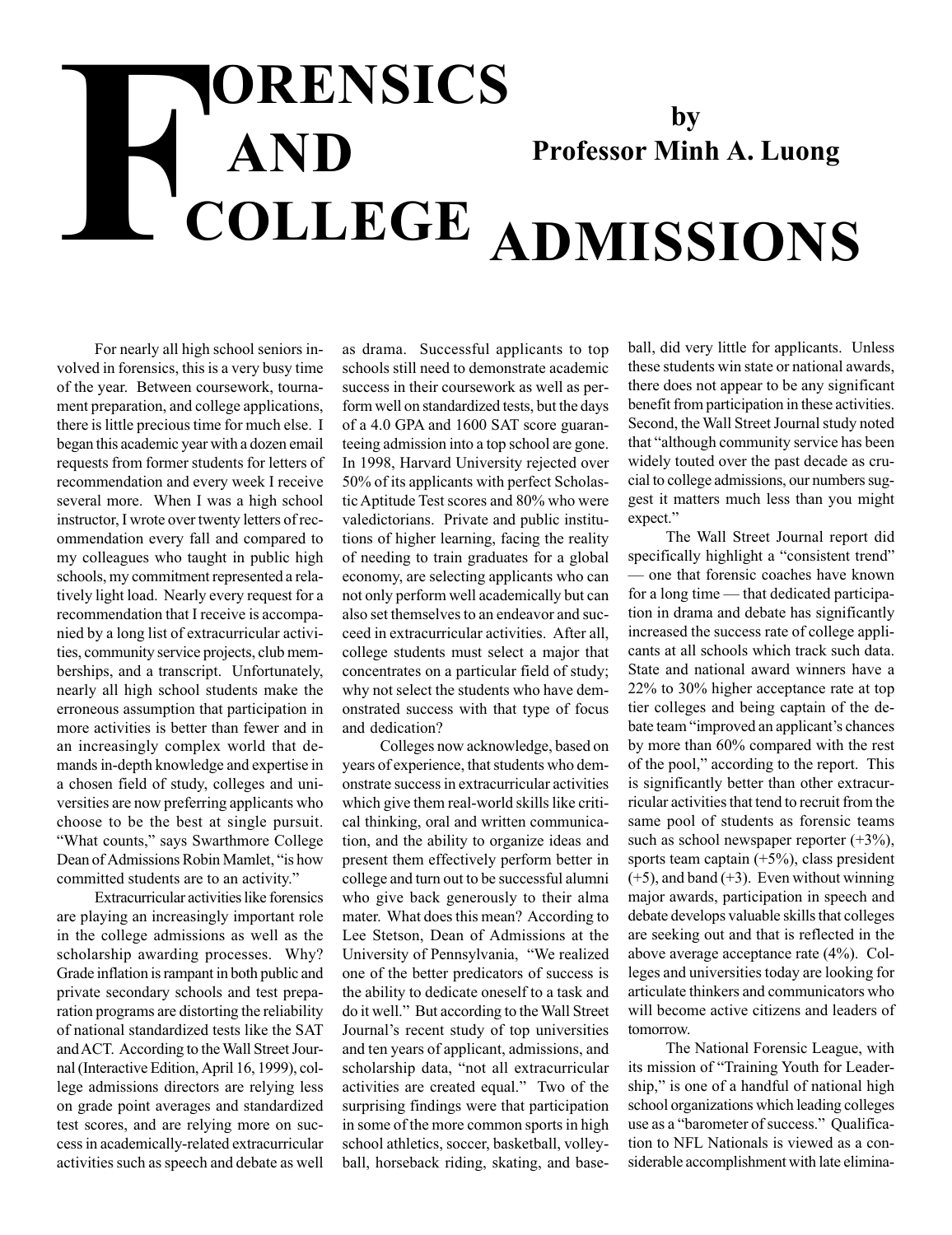# FORENSICS AND COLLEGE ADMISSIONS

**by Professor Minh A. Luong**

For nearly all high school seniors involved in forensics, this is a very busy time of the year. Between coursework, tournament preparation, and college applications, there is little precious time for much else. I began this academic year with a dozen email requests from former students for letters of recommendation and every week I receive several more. When I was a high school instructor, I wrote over twenty letters of recommendation every fall and compared to my colleagues who taught in public high schools, my commitment represented a relatively light load. Nearly every request for a recommendation that I receive is accompanied by a long list of extracurricular activities, community service projects, club memberships, and a transcript. Unfortunately, nearly all high school students make the erroneous assumption that participation in more activities is better than fewer and in an increasingly complex world that demands in-depth knowledge and expertise in a chosen field of study, colleges and universities are now preferring applicants who choose to be the best at single pursuit. "What counts," says Swarthmore College Dean of Admissions Robin Mamlet, "is how committed students are to an activity."

Extracurricular activities like forensics are playing an increasingly important role in the college admissions as well as the scholarship awarding processes. Why? Grade inflation is rampant in both public and private secondary schools and test preparation programs are distorting the reliability of national standardized tests like the SAT and ACT. According to the Wall Street Journal (Interactive Edition, April 16, 1999), college admissions directors are relying less on grade point averages and standardized test scores, and are relying more on success in academically-related extracurricular activities such as speech and debate as well as drama. Successful applicants to top schools still need to demonstrate academic success in their coursework as well as perform well on standardized tests, but the days of a 4.0 GPA and 1600 SAT score guaranteeing admission into a top school are gone. In 1998, Harvard University rejected over 50% of its applicants with perfect Scholastic Aptitude Test scores and 80% who were valedictorians. Private and public institutions of higher learning, facing the reality of needing to train graduates for a global economy, are selecting applicants who can not only perform well academically but can also set themselves to an endeavor and succeed in extracurricular activities. After all, college students must select a major that concentrates on a particular field of study; why not select the students who have demonstrated success with that type of focus and dedication?

Colleges now acknowledge, based on years of experience, that students who demonstrate success in extracurricular activities which give them real-world skills like critical thinking, oral and written communication, and the ability to organize ideas and present them effectively perform better in college and turn out to be successful alumni who give back generously to their alma mater. What does this mean? According to Lee Stetson, Dean of Admissions at the University of Pennsylvania, "We realized one of the better predicators of success is the ability to dedicate oneself to a task and do it well." But according to the Wall Street Journal's recent study of top universities and ten years of applicant, admissions, and scholarship data, "not all extracurricular activities are created equal." Two of the surprising findings were that participation in some of the more common sports in high school athletics, soccer, basketball, volleyball, horseback riding, skating, and baseball, did very little for applicants. Unless these students win state or national awards, there does not appear to be any significant benefit from participation in these activities. Second, the Wall Street Journal study noted that "although community service has been widely touted over the past decade as crucial to college admissions, our numbers suggest it matters much less than you might expect."

The Wall Street Journal report did specifically highlight a "consistent trend" — one that forensic coaches have known for a long time — that dedicated participation in drama and debate has significantly increased the success rate of college applicants at all schools which track such data. State and national award winners have a 22% to 30% higher acceptance rate at top tier colleges and being captain of the debate team "improved an applicant's chances by more than 60% compared with the rest of the pool," according to the report. This is significantly better than other extracurricular activities that tend to recruit from the same pool of students as forensic teams such as school newspaper reporter (+3%), sports team captain (+5%), class president (+5), and band (+3). Even without winning major awards, participation in speech and debate develops valuable skills that colleges are seeking out and that is reflected in the above average acceptance rate (4%). Colleges and universities today are looking for articulate thinkers and communicators who will become active citizens and leaders of tomorrow.

The National Forensic League, with its mission of "Training Youth for Leadership," is one of a handful of national high school organizations which leading colleges use as a "barometer of success." Qualification to NFL Nationals is viewed as a considerable accomplishment with late elimina-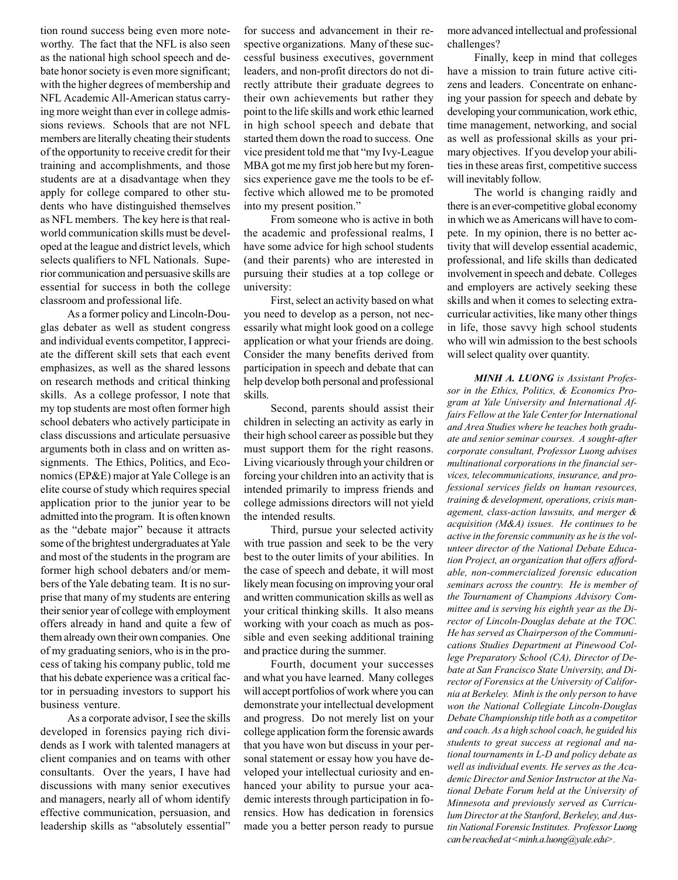tion round success being even more noteworthy. The fact that the NFL is also seen as the national high school speech and debate honor society is even more significant; with the higher degrees of membership and NFL Academic All-American status carrying more weight than ever in college admissions reviews. Schools that are not NFL members are literally cheating their students of the opportunity to receive credit for their training and accomplishments, and those students are at a disadvantage when they apply for college compared to other students who have distinguished themselves as NFL members. The key here is that real-world communication skills must be developed at the league and district levels, which selects qualifiers to NFL Nationals. Superior communication and persuasive skills are essential for success in both the college classroom and professional life.

As a former policy and Lincoln-Douglas debater as well as student congress and individual events competitor, I appreciate the different skill sets that each event emphasizes, as well as the shared lessons on research methods and critical thinking skills. As a college professor, I note that my top students are most often former high school debaters who actively participate in class discussions and articulate persuasive arguments both in class and on written assignments. The Ethics, Politics, and Economics (EP&E) major at Yale College is an elite course of study which requires special application prior to the junior year to be admitted into the program. It is often known as the "debate major" because it attracts some of the brightest undergraduates at Yale and most of the students in the program are former high school debaters and/or members of the Yale debating team. It is no surprise that many of my students are entering their senior year of college with employment offers already in hand and quite a few of them already own their own companies. One of my graduating seniors, who is in the process of taking his company public, told me that his debate experience was a critical factor in persuading investors to support his business venture.

As a corporate advisor, I see the skills developed in forensics paying rich dividends as I work with talented managers at client companies and on teams with other consultants. Over the years, I have had discussions with many senior executives and managers, nearly all of whom identify effective communication, persuasion, and leadership skills as "absolutely essential" for success and advancement in their respective organizations. Many of these successful business executives, government leaders, and non-profit directors do not directly attribute their graduate degrees to their own achievements but rather they point to the life skills and work ethic learned in high school speech and debate that started them down the road to success. One vice president told me that "my Ivy-League MBA got me my first job here but my forensics experience gave me the tools to be effective which allowed me to be promoted into my present position."

From someone who is active in both the academic and professional realms, I have some advice for high school students (and their parents) who are interested in pursuing their studies at a top college or university:

First, select an activity based on what you need to develop as a person, not necessarily what might look good on a college application or what your friends are doing. Consider the many benefits derived from participation in speech and debate that can help develop both personal and professional skills.

Second, parents should assist their children in selecting an activity as early in their high school career as possible but they must support them for the right reasons. Living vicariously through your children or forcing your children into an activity that is intended primarily to impress friends and college admissions directors will not yield the intended results.

Third, pursue your selected activity with true passion and seek to be the very best to the outer limits of your abilities. In the case of speech and debate, it will most likely mean focusing on improving your oral and written communication skills as well as your critical thinking skills. It also means working with your coach as much as possible and even seeking additional training and practice during the summer.

Fourth, document your successes and what you have learned. Many colleges will accept portfolios of work where you can demonstrate your intellectual development and progress. Do not merely list on your college application form the forensic awards that you have won but discuss in your personal statement or essay how you have developed your intellectual curiosity and enhanced your ability to pursue your academic interests through participation in forensics. How has dedication in forensics made you a better person ready to pursue more advanced intellectual and professional challenges?

Finally, keep in mind that colleges have a mission to train future active citizens and leaders. Concentrate on enhancing your passion for speech and debate by developing your communication, work ethic, time management, networking, and social as well as professional skills as your primary objectives. If you develop your abilities in these areas first, competitive success will inevitably follow.

The world is changing raidly and there is an ever-competitive global economy in which we as Americans will have to compete. In my opinion, there is no better activity that will develop essential academic, professional, and life skills than dedicated involvement in speech and debate. Colleges and employers are actively seeking these skills and when it comes to selecting extracurricular activities, like many other things in life, those savvy high school students who will win admission to the best schools will select quality over quantity.

***MINH A. LUONG*** *is Assistant Professor in the Ethics, Politics, & Economics Program at Yale University and International Affairs Fellow at the Yale Center for International and Area Studies where he teaches both graduate and senior seminar courses. A sought-after corporate consultant, Professor Luong advises multinational corporations in the financial services, telecommunications, insurance, and professional services fields on human resources, training & development, operations, crisis management, class-action lawsuits, and merger & acquisition (M&A) issues. He continues to be active in the forensic community as he is the volunteer director of the National Debate Education Project, an organization that offers affordable, non-commercialized forensic education seminars across the country. He is member of the Tournament of Champions Advisory Committee and is serving his eighth year as the Director of Lincoln-Douglas debate at the TOC. He has served as Chairperson of the Communications Studies Department at Pinewood College Preparatory School (CA), Director of Debate at San Francisco State University, and Director of Forensics at the University of California at Berkeley. Minh is the only person to have won the National Collegiate Lincoln-Douglas Debate Championship title both as a competitor and coach. As a high school coach, he guided his students to great success at regional and national tournaments in L-D and policy debate as well as individual events. He serves as the Academic Director and Senior Instructor at the National Debate Forum held at the University of Minnesota and previously served as Curriculum Director at the Stanford, Berkeley, and Austin National Forensic Institutes. Professor Luong can be reached at <minh.a.luong@yale.edu>.*